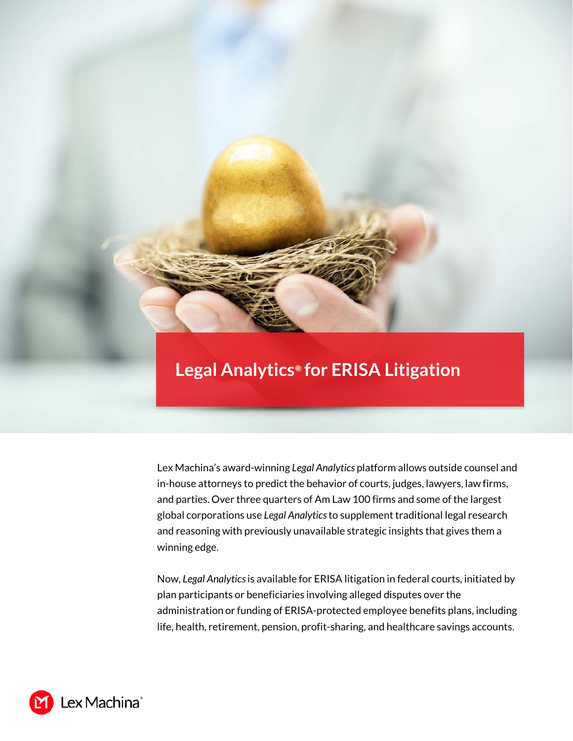# Legal Analytics® for ERISA Litigation

Lex Machina's award-winning *Legal Analytics* platform allows outside counsel and in-house attorneys to predict the behavior of courts, judges, lawyers, law firms, and parties. Over three quarters of Am Law 100 firms and some of the largest global corporations use *Legal Analytics* to supplement traditional legal research and reasoning with previously unavailable strategic insights that gives them a winning edge.

Now, *Legal Analytics* is available for ERISA litigation in federal courts, initiated by plan participants or beneficiaries involving alleged disputes over the administration or funding of ERISA-protected employee benefits plans, including life, health, retirement, pension, profit-sharing, and healthcare savings accounts.

Lex Machina®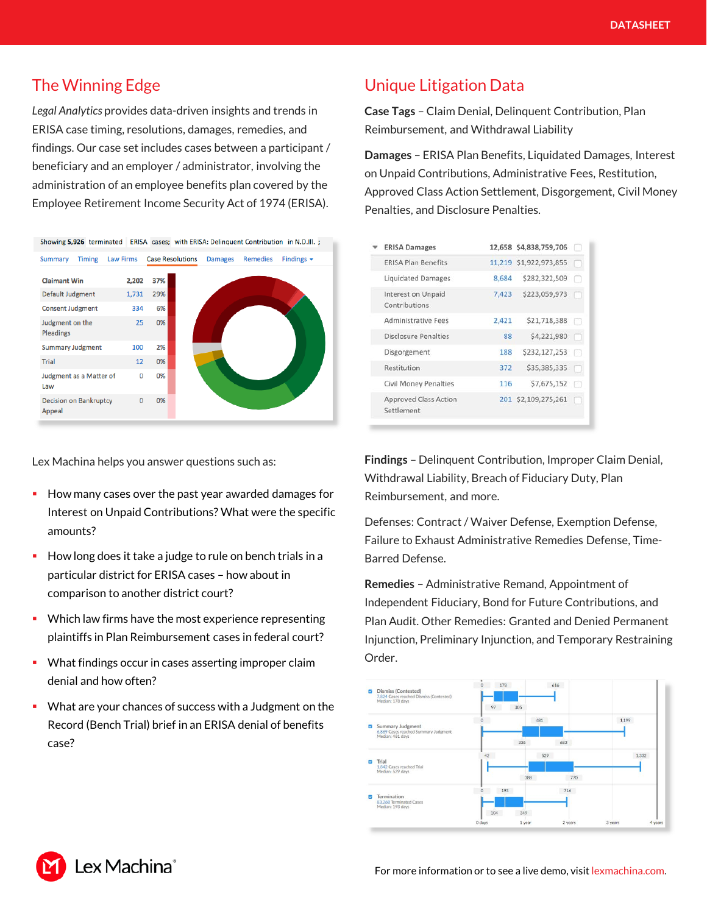## The Winning Edge

*Legal Analytics* provides data-driven insights and trends in ERISA case timing, resolutions, damages, remedies, and findings. Our case set includes cases between a participant / beneficiary and an employer / administrator, involving the administration of an employee benefits plan covered by the Employee Retirement Income Security Act of 1974 (ERISA).

Showing 5,926 terminated ERISA cases; with ERISA: Delinquent Contribution in N.D.Ill. ;

Summary Timing Law Firms Case Resolutions Damages Remedies Findings

| | | |
|---|---|---|
| Claimant Win | 2,202 | 37% |
| Default Judgment | 1,731 | 29% |
| Consent Judgment | 334 | 6% |
| Judgment on the Pleadings | 25 | 0% |
| Summary Judgment | 100 | 2% |
| Trial | 12 | 0% |
| Judgment as a Matter of Law | 0 | 0% |
| Decision on Bankruptcy Appeal | 0 | 0% |

Lex Machina helps you answer questions such as:

- How many cases over the past year awarded damages for Interest on Unpaid Contributions? What were the specific amounts?
- How long does it take a judge to rule on bench trials in a particular district for ERISA cases – how about in comparison to another district court?
- Which law firms have the most experience representing plaintiffs in Plan Reimbursement cases in federal court?
- What findings occur in cases asserting improper claim denial and how often?
- What are your chances of success with a Judgment on the Record (Bench Trial) brief in an ERISA denial of benefits case?

## Unique Litigation Data

**Case Tags** – Claim Denial, Delinquent Contribution, Plan Reimbursement, and Withdrawal Liability

**Damages** – ERISA Plan Benefits, Liquidated Damages, Interest on Unpaid Contributions, Administrative Fees, Restitution, Approved Class Action Settlement, Disgorgement, Civil Money Penalties, and Disclosure Penalties.

| ERISA Damages | 12,658 | $4,838,759,706 |
|---|---|---|
| ERISA Plan Benefits | 11,219 | $1,922,973,855 |
| Liquidated Damages | 8,684 | $282,322,509 |
| Interest on Unpaid Contributions | 7,423 | $223,059,973 |
| Administrative Fees | 2,421 | $21,718,388 |
| Disclosure Penalties | 88 | $4,221,980 |
| Disgorgement | 188 | $232,127,253 |
| Restitution | 372 | $35,385,335 |
| Civil Money Penalties | 116 | $7,675,152 |
| Approved Class Action Settlement | 201 | $2,109,275,261 |

**Findings** – Delinquent Contribution, Improper Claim Denial, Withdrawal Liability, Breach of Fiduciary Duty, Plan Reimbursement, and more.

Defenses: Contract / Waiver Defense, Exemption Defense, Failure to Exhaust Administrative Remedies Defense, Time-Barred Defense.

**Remedies** – Administrative Remand, Appointment of Independent Fiduciary, Bond for Future Contributions, and Plan Audit. Other Remedies: Granted and Denied Permanent Injunction, Preliminary Injunction, and Temporary Restraining Order.

Dismiss (Contested)
7,824 Cases reached Dismiss (Contested)
Median: 178 days
0 178 616 97 305

Summary Judgment
6,869 Cases reached Summary Judgment
Median: 481 days
0 481 1,199 336 683

Trial
1,642 Cases reached Trial
Median: 529 days
42 529 1,332 388 770

Termination
83,268 Terminated Cases
Median: 193 days
0 193 716 104 349

0 days 1 year 2 years 3 years 4 years

Lex Machina®

For more information or to see a live demo, visit lexmachina.com.